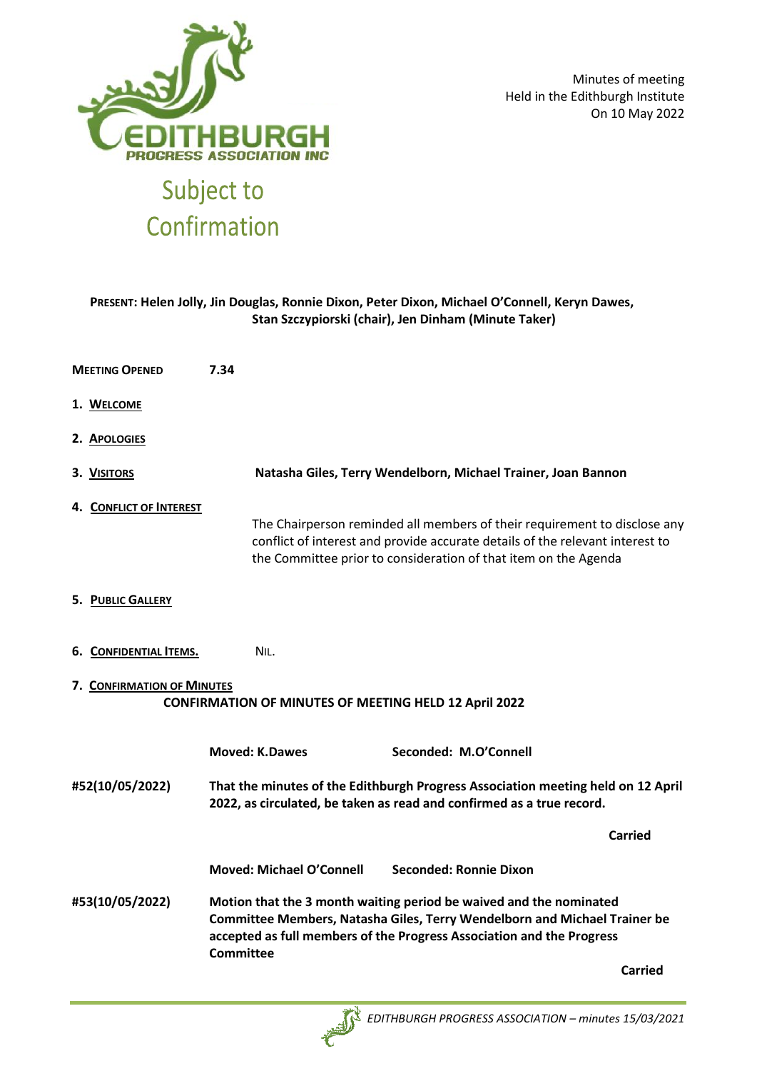EDITHBURGH PROGRESS ASSOCIATION INC

Minutes of meeting
Held in the Edithburgh Institute
On 10 May 2022

# Subject to Confirmation

**PRESENT: Helen Jolly, Jin Douglas, Ronnie Dixon, Peter Dixon, Michael O'Connell, Keryn Dawes, Stan Szczypiorski (chair), Jen Dinham (Minute Taker)**

**MEETING OPENED** **7.34**

1. **WELCOME**

2. **APOLOGIES**

3. **VISITORS** **Natasha Giles, Terry Wendelborn, Michael Trainer, Joan Bannon**

4. **CONFLICT OF INTEREST**

   The Chairperson reminded all members of their requirement to disclose any conflict of interest and provide accurate details of the relevant interest to the Committee prior to consideration of that item on the Agenda

5. **PUBLIC GALLERY**

6. **CONFIDENTIAL ITEMS.** NIL.

7. **CONFIRMATION OF MINUTES**

**CONFIRMATION OF MINUTES OF MEETING HELD 12 April 2022**

**Moved: K.Dawes** **Seconded: M.O'Connell**

**#52(10/05/2022)** **That the minutes of the Edithburgh Progress Association meeting held on 12 April 2022, as circulated, be taken as read and confirmed as a true record.**

**Carried**

**Moved: Michael O'Connell** **Seconded: Ronnie Dixon**

**#53(10/05/2022)** **Motion that the 3 month waiting period be waived and the nominated Committee Members, Natasha Giles, Terry Wendelborn and Michael Trainer be accepted as full members of the Progress Association and the Progress Committee**

**Carried**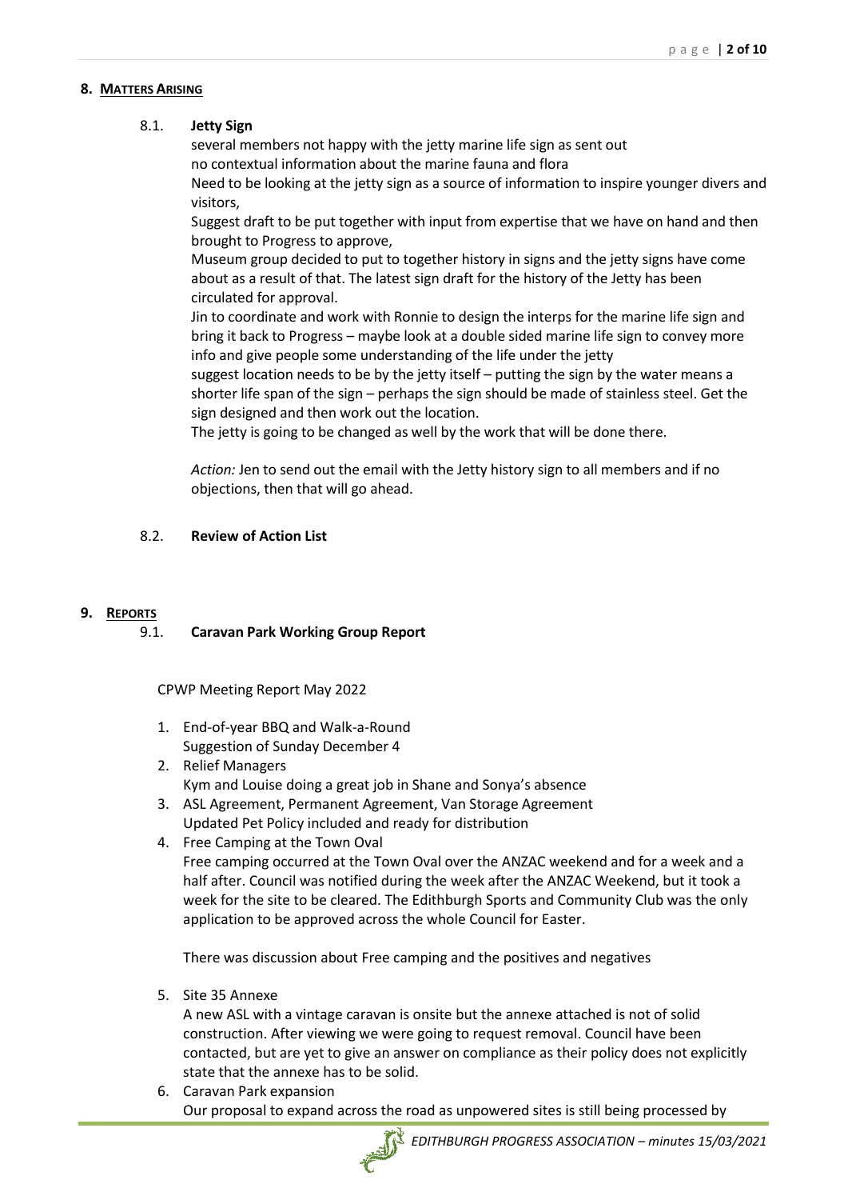## 8. MATTERS ARISING

### 8.1. Jetty Sign

several members not happy with the jetty marine life sign as sent out

no contextual information about the marine fauna and flora

Need to be looking at the jetty sign as a source of information to inspire younger divers and visitors,

Suggest draft to be put together with input from expertise that we have on hand and then brought to Progress to approve,

Museum group decided to put to together history in signs and the jetty signs have come about as a result of that. The latest sign draft for the history of the Jetty has been circulated for approval.

Jin to coordinate and work with Ronnie to design the interps for the marine life sign and bring it back to Progress – maybe look at a double sided marine life sign to convey more info and give people some understanding of the life under the jetty

suggest location needs to be by the jetty itself – putting the sign by the water means a shorter life span of the sign – perhaps the sign should be made of stainless steel. Get the sign designed and then work out the location.

The jetty is going to be changed as well by the work that will be done there.

*Action:* Jen to send out the email with the Jetty history sign to all members and if no objections, then that will go ahead.

### 8.2. Review of Action List

## 9. REPORTS

### 9.1. Caravan Park Working Group Report

CPWP Meeting Report May 2022

1. End-of-year BBQ and Walk-a-Round
   Suggestion of Sunday December 4
2. Relief Managers
   Kym and Louise doing a great job in Shane and Sonya's absence
3. ASL Agreement, Permanent Agreement, Van Storage Agreement
   Updated Pet Policy included and ready for distribution
4. Free Camping at the Town Oval
   Free camping occurred at the Town Oval over the ANZAC weekend and for a week and a half after. Council was notified during the week after the ANZAC Weekend, but it took a week for the site to be cleared. The Edithburgh Sports and Community Club was the only application to be approved across the whole Council for Easter.

   There was discussion about Free camping and the positives and negatives
5. Site 35 Annexe
   A new ASL with a vintage caravan is onsite but the annexe attached is not of solid construction. After viewing we were going to request removal. Council have been contacted, but are yet to give an answer on compliance as their policy does not explicitly state that the annexe has to be solid.
6. Caravan Park expansion
   Our proposal to expand across the road as unpowered sites is still being processed by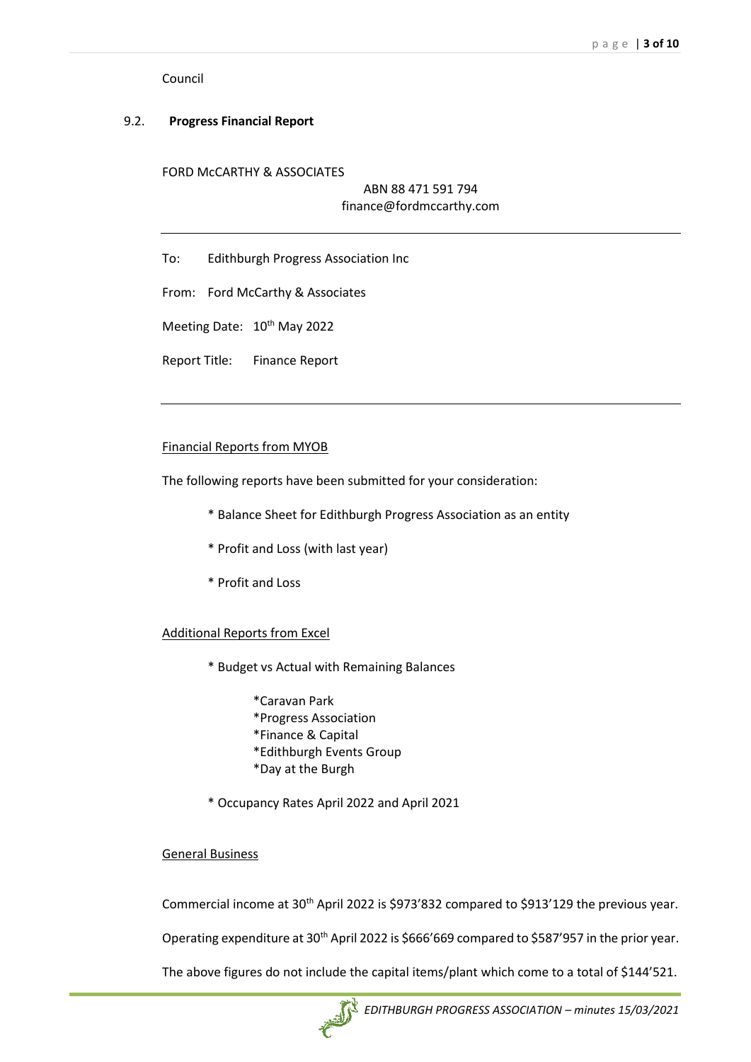Council

## 9.2. **Progress Financial Report**

FORD McCARTHY & ASSOCIATES

ABN 88 471 591 794
finance@fordmccarthy.com

---

To: Edithburgh Progress Association Inc

From: Ford McCarthy & Associates

Meeting Date: 10th May 2022

Report Title: Finance Report

---

### Financial Reports from MYOB

The following reports have been submitted for your consideration:

* Balance Sheet for Edithburgh Progress Association as an entity
* Profit and Loss (with last year)
* Profit and Loss

### Additional Reports from Excel

* Budget vs Actual with Remaining Balances
  * Caravan Park
  * Progress Association
  * Finance & Capital
  * Edithburgh Events Group
  * Day at the Burgh
* Occupancy Rates April 2022 and April 2021

### General Business

Commercial income at 30th April 2022 is $973'832 compared to $913'129 the previous year.

Operating expenditure at 30th April 2022 is $666'669 compared to $587'957 in the prior year.

The above figures do not include the capital items/plant which come to a total of $144'521.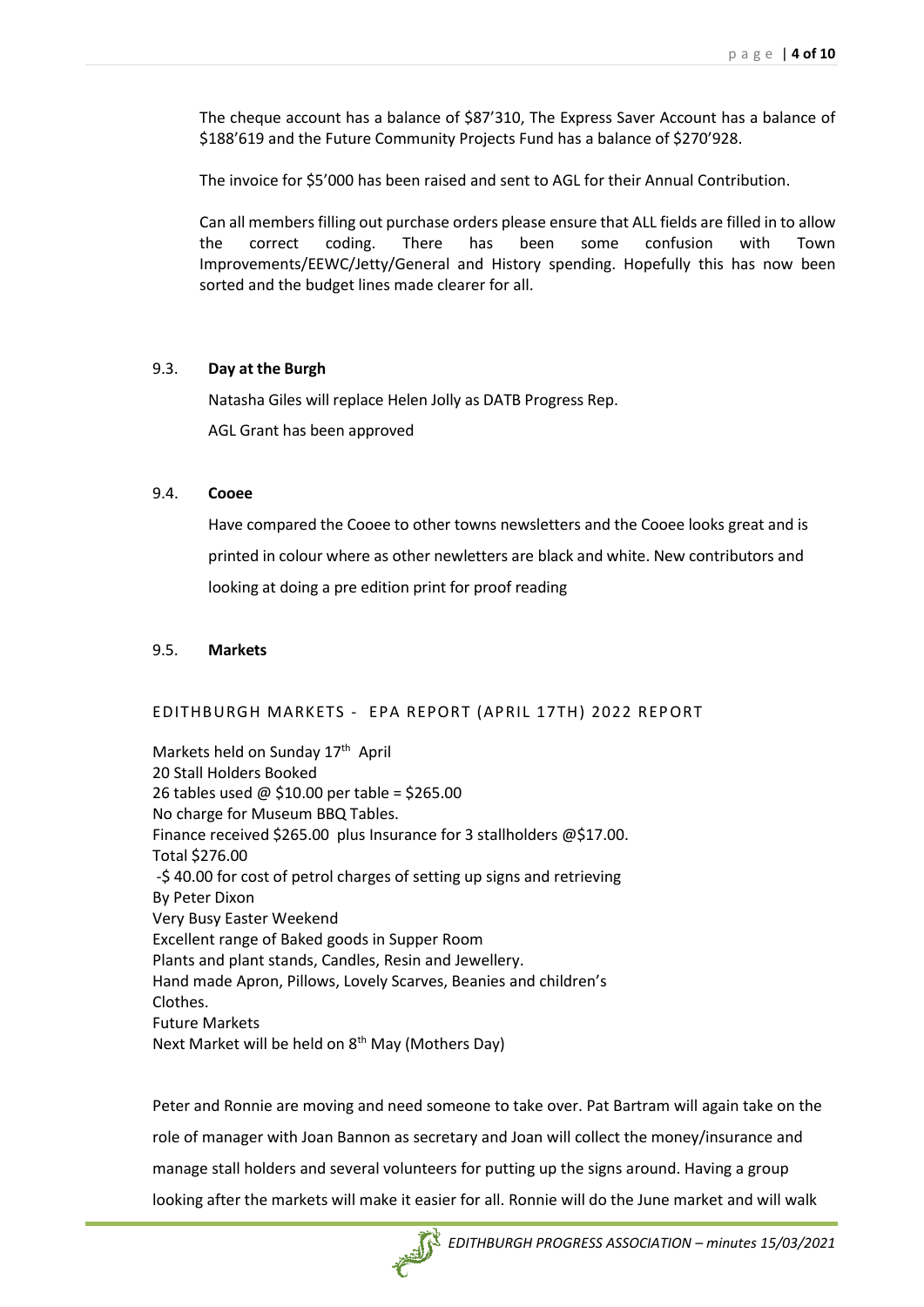The cheque account has a balance of $87'310, The Express Saver Account has a balance of $188'619 and the Future Community Projects Fund has a balance of $270'928.

The invoice for $5'000 has been raised and sent to AGL for their Annual Contribution.

Can all members filling out purchase orders please ensure that ALL fields are filled in to allow the correct coding. There has been some confusion with Town Improvements/EEWC/Jetty/General and History spending. Hopefully this has now been sorted and the budget lines made clearer for all.

### 9.3. **Day at the Burgh**

Natasha Giles will replace Helen Jolly as DATB Progress Rep.

AGL Grant has been approved

### 9.4. **Cooee**

Have compared the Cooee to other towns newsletters and the Cooee looks great and is printed in colour where as other newletters are black and white. New contributors and looking at doing a pre edition print for proof reading

### 9.5. **Markets**

EDITHBURGH MARKETS - EPA REPORT (APRIL 17TH) 2022 REPORT

Markets held on Sunday 17th April
20 Stall Holders Booked
26 tables used @ $10.00 per table = $265.00
No charge for Museum BBQ Tables.
Finance received $265.00 plus Insurance for 3 stallholders @$17.00.
Total $276.00
-$ 40.00 for cost of petrol charges of setting up signs and retrieving
By Peter Dixon
Very Busy Easter Weekend
Excellent range of Baked goods in Supper Room
Plants and plant stands, Candles, Resin and Jewellery.
Hand made Apron, Pillows, Lovely Scarves, Beanies and children's
Clothes.
Future Markets
Next Market will be held on 8th May (Mothers Day)

Peter and Ronnie are moving and need someone to take over. Pat Bartram will again take on the role of manager with Joan Bannon as secretary and Joan will collect the money/insurance and manage stall holders and several volunteers for putting up the signs around. Having a group looking after the markets will make it easier for all. Ronnie will do the June market and will walk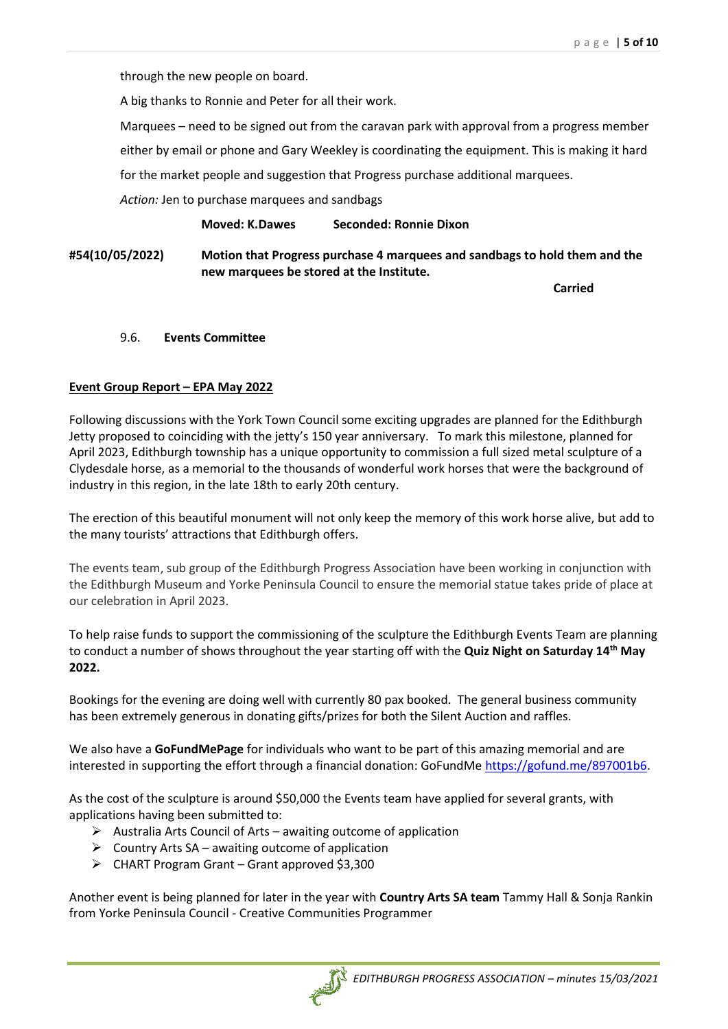through the new people on board.

A big thanks to Ronnie and Peter for all their work.

Marquees – need to be signed out from the caravan park with approval from a progress member either by email or phone and Gary Weekley is coordinating the equipment. This is making it hard for the market people and suggestion that Progress purchase additional marquees.

*Action:* Jen to purchase marquees and sandbags

**Moved: K.Dawes    Seconded: Ronnie Dixon**

**#54(10/05/2022)    Motion that Progress purchase 4 marquees and sandbags to hold them and the new marquees be stored at the Institute.**

**Carried**

9.6. **Events Committee**

**Event Group Report – EPA May 2022**

Following discussions with the York Town Council some exciting upgrades are planned for the Edithburgh Jetty proposed to coinciding with the jetty's 150 year anniversary. To mark this milestone, planned for April 2023, Edithburgh township has a unique opportunity to commission a full sized metal sculpture of a Clydesdale horse, as a memorial to the thousands of wonderful work horses that were the background of industry in this region, in the late 18th to early 20th century.

The erection of this beautiful monument will not only keep the memory of this work horse alive, but add to the many tourists' attractions that Edithburgh offers.

The events team, sub group of the Edithburgh Progress Association have been working in conjunction with the Edithburgh Museum and Yorke Peninsula Council to ensure the memorial statue takes pride of place at our celebration in April 2023.

To help raise funds to support the commissioning of the sculpture the Edithburgh Events Team are planning to conduct a number of shows throughout the year starting off with the **Quiz Night on Saturday 14th May 2022.**

Bookings for the evening are doing well with currently 80 pax booked. The general business community has been extremely generous in donating gifts/prizes for both the Silent Auction and raffles.

We also have a **GoFundMePage** for individuals who want to be part of this amazing memorial and are interested in supporting the effort through a financial donation: GoFundMe https://gofund.me/897001b6.

As the cost of the sculpture is around $50,000 the Events team have applied for several grants, with applications having been submitted to:

- Australia Arts Council of Arts – awaiting outcome of application
- Country Arts SA – awaiting outcome of application
- CHART Program Grant – Grant approved $3,300

Another event is being planned for later in the year with **Country Arts SA team** Tammy Hall & Sonja Rankin from Yorke Peninsula Council - Creative Communities Programmer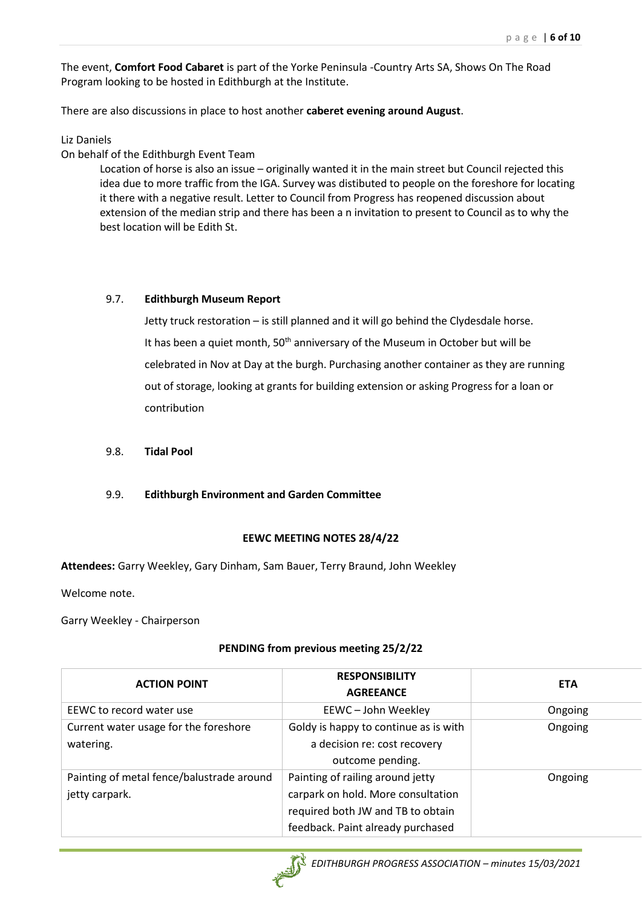The event, **Comfort Food Cabaret** is part of the Yorke Peninsula -Country Arts SA, Shows On The Road Program looking to be hosted in Edithburgh at the Institute.

There are also discussions in place to host another **caberet evening around August**.

Liz Daniels
On behalf of the Edithburgh Event Team

> Location of horse is also an issue – originally wanted it in the main street but Council rejected this idea due to more traffic from the IGA. Survey was distibuted to people on the foreshore for locating it there with a negative result. Letter to Council from Progress has reopened discussion about extension of the median strip and there has been a n invitation to present to Council as to why the best location will be Edith St.

9.7. **Edithburgh Museum Report**

Jetty truck restoration – is still planned and it will go behind the Clydesdale horse. It has been a quiet month, 50th anniversary of the Museum in October but will be celebrated in Nov at Day at the burgh. Purchasing another container as they are running out of storage, looking at grants for building extension or asking Progress for a loan or contribution

9.8. **Tidal Pool**

9.9. **Edithburgh Environment and Garden Committee**

**EEWC MEETING NOTES 28/4/22**

**Attendees:** Garry Weekley, Gary Dinham, Sam Bauer, Terry Braund, John Weekley

Welcome note.

Garry Weekley - Chairperson

**PENDING from previous meeting 25/2/22**

| ACTION POINT | RESPONSIBILITY AGREEANCE | ETA |
|---|---|---|
| EEWC to record water use | EEWC – John Weekley | Ongoing |
| Current water usage for the foreshore watering. | Goldy is happy to continue as is with a decision re: cost recovery outcome pending. | Ongoing |
| Painting of metal fence/balustrade around jetty carpark. | Painting of railing around jetty carpark on hold. More consultation required both JW and TB to obtain feedback. Paint already purchased | Ongoing |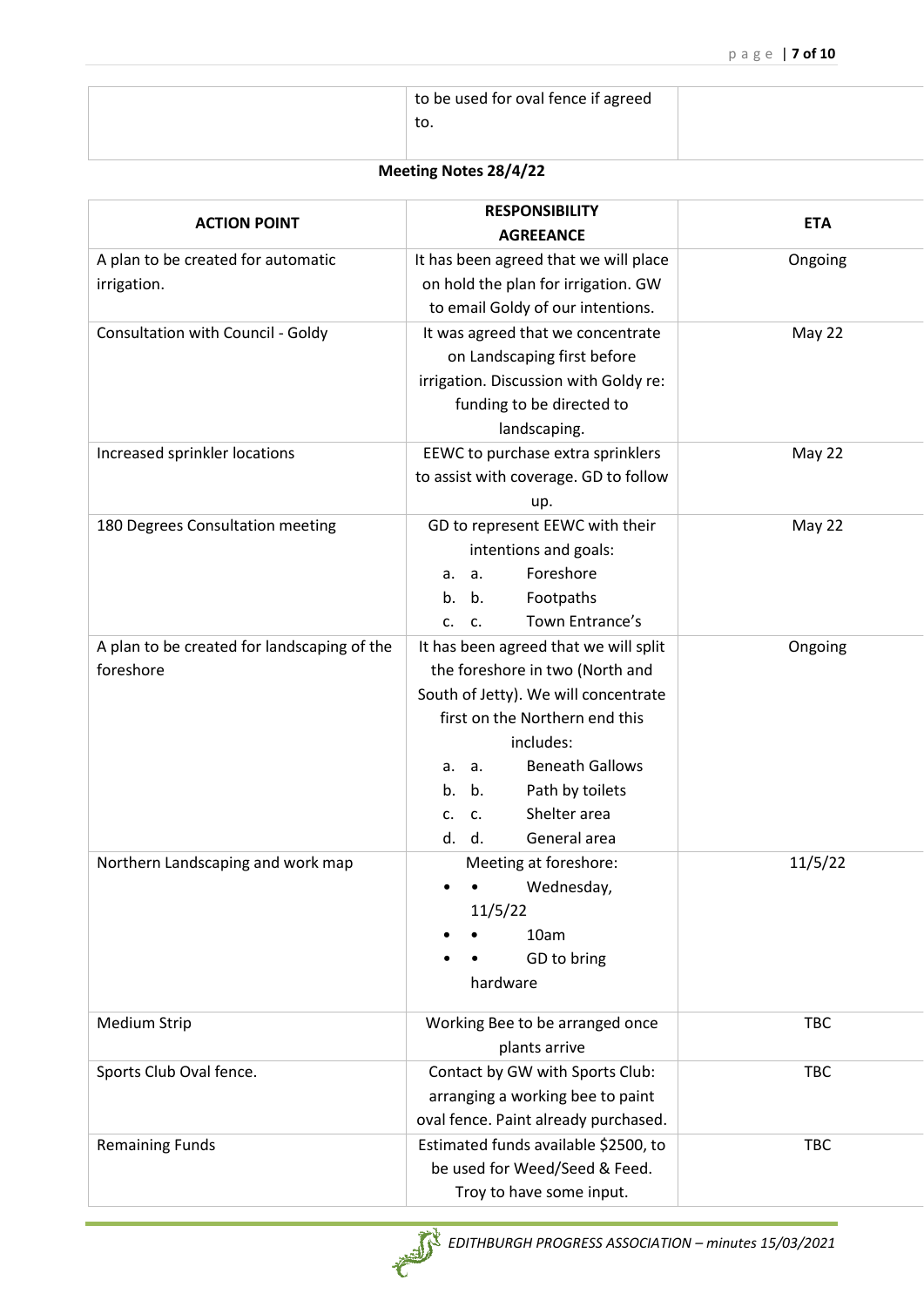| | to be used for oval fence if agreed to. | |
|---|---|---|

**Meeting Notes 28/4/22**

| ACTION POINT | RESPONSIBILITY AGREEANCE | ETA |
|---|---|---|
| A plan to be created for automatic irrigation. | It has been agreed that we will place on hold the plan for irrigation. GW to email Goldy of our intentions. | Ongoing |
| Consultation with Council - Goldy | It was agreed that we concentrate on Landscaping first before irrigation. Discussion with Goldy re: funding to be directed to landscaping. | May 22 |
| Increased sprinkler locations | EEWC to purchase extra sprinklers to assist with coverage. GD to follow up. | May 22 |
| 180 Degrees Consultation meeting | GD to represent EEWC with their intentions and goals:<br>a. a. Foreshore<br>b. b. Footpaths<br>c. c. Town Entrance's | May 22 |
| A plan to be created for landscaping of the foreshore | It has been agreed that we will split the foreshore in two (North and South of Jetty). We will concentrate first on the Northern end this includes:<br>a. a. Beneath Gallows<br>b. b. Path by toilets<br>c. c. Shelter area<br>d. d. General area | Ongoing |
| Northern Landscaping and work map | Meeting at foreshore:<br>• • Wednesday, 11/5/22<br>• • 10am<br>• • GD to bring hardware | 11/5/22 |
| Medium Strip | Working Bee to be arranged once plants arrive | TBC |
| Sports Club Oval fence. | Contact by GW with Sports Club: arranging a working bee to paint oval fence. Paint already purchased. | TBC |
| Remaining Funds | Estimated funds available $2500, to be used for Weed/Seed & Feed. Troy to have some input. | TBC |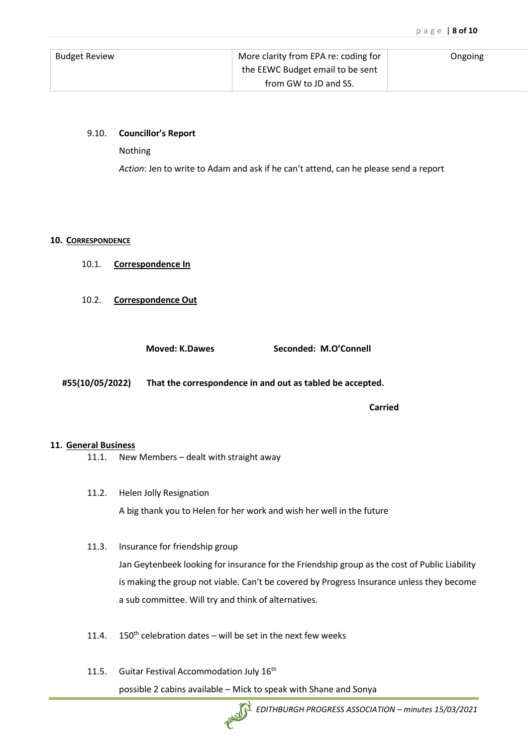| Budget Review | More clarity from EPA re: coding for the EEWC Budget email to be sent from GW to JD and SS. | Ongoing |
|---|---|---|

9.10. **Councillor's Report**

Nothing

*Action*: Jen to write to Adam and ask if he can't attend, can he please send a report

## 10. CORRESPONDENCE

10.1. **Correspondence In**

10.2. **Correspondence Out**

**Moved: K.Dawes** **Seconded: M.O'Connell**

**#55(10/05/2022) That the correspondence in and out as tabled be accepted.**

**Carried**

## 11. General Business

11.1. New Members – dealt with straight away

11.2. Helen Jolly Resignation

A big thank you to Helen for her work and wish her well in the future

11.3. Insurance for friendship group

Jan Geytenbeek looking for insurance for the Friendship group as the cost of Public Liability is making the group not viable. Can't be covered by Progress Insurance unless they become a sub committee. Will try and think of alternatives.

11.4. 150th celebration dates – will be set in the next few weeks

11.5. Guitar Festival Accommodation July 16th

possible 2 cabins available – Mick to speak with Shane and Sonya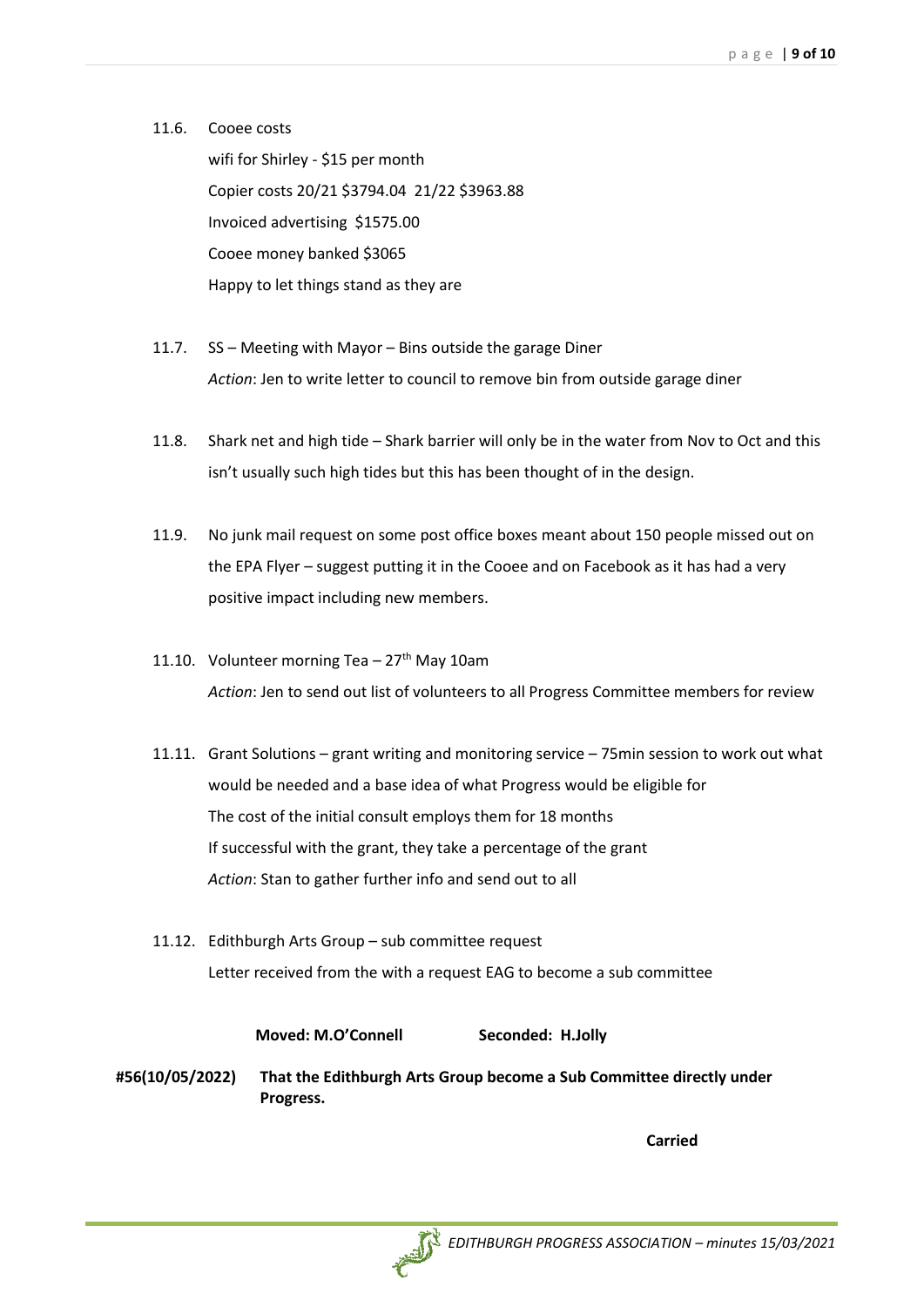11.6. Cooee costs

wifi for Shirley - $15 per month

Copier costs 20/21 $3794.04 21/22 $3963.88

Invoiced advertising $1575.00

Cooee money banked $3065

Happy to let things stand as they are

11.7. SS – Meeting with Mayor – Bins outside the garage Diner

*Action*: Jen to write letter to council to remove bin from outside garage diner

11.8. Shark net and high tide – Shark barrier will only be in the water from Nov to Oct and this isn't usually such high tides but this has been thought of in the design.

11.9. No junk mail request on some post office boxes meant about 150 people missed out on the EPA Flyer – suggest putting it in the Cooee and on Facebook as it has had a very positive impact including new members.

11.10. Volunteer morning Tea – 27th May 10am

*Action*: Jen to send out list of volunteers to all Progress Committee members for review

11.11. Grant Solutions – grant writing and monitoring service – 75min session to work out what would be needed and a base idea of what Progress would be eligible for

The cost of the initial consult employs them for 18 months

If successful with the grant, they take a percentage of the grant

*Action*: Stan to gather further info and send out to all

11.12. Edithburgh Arts Group – sub committee request

Letter received from the with a request EAG to become a sub committee

**Moved: M.O'Connell** **Seconded: H.Jolly**

**#56(10/05/2022)** **That the Edithburgh Arts Group become a Sub Committee directly under Progress.**

**Carried**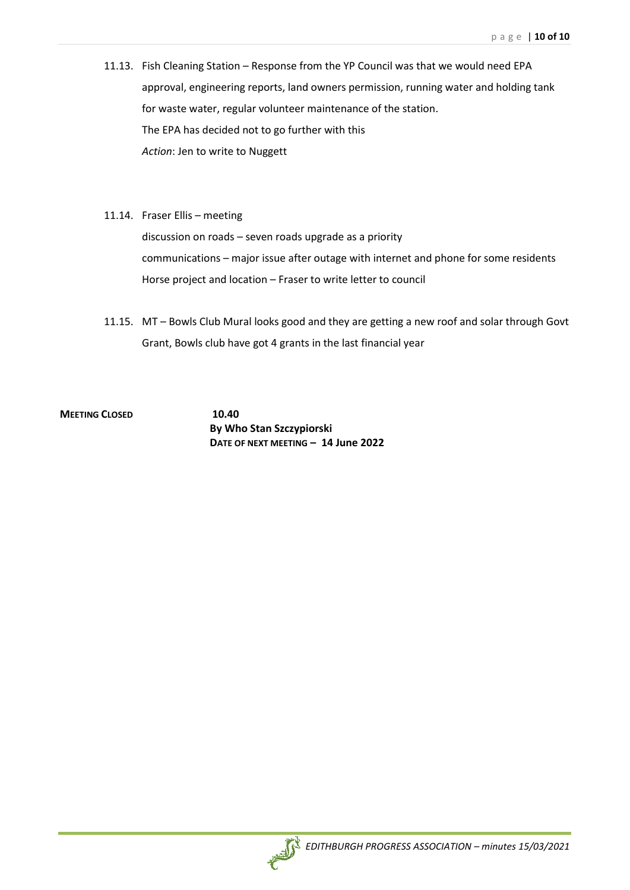11.13. Fish Cleaning Station – Response from the YP Council was that we would need EPA approval, engineering reports, land owners permission, running water and holding tank for waste water, regular volunteer maintenance of the station.
The EPA has decided not to go further with this
*Action*: Jen to write to Nuggett

11.14. Fraser Ellis – meeting
discussion on roads – seven roads upgrade as a priority
communications – major issue after outage with internet and phone for some residents
Horse project and location – Fraser to write letter to council

11.15. MT – Bowls Club Mural looks good and they are getting a new roof and solar through Govt Grant, Bowls club have got 4 grants in the last financial year

**MEETING CLOSED** **10.40**
**By Who Stan Szczypiorski**
**DATE OF NEXT MEETING – 14 June 2022**